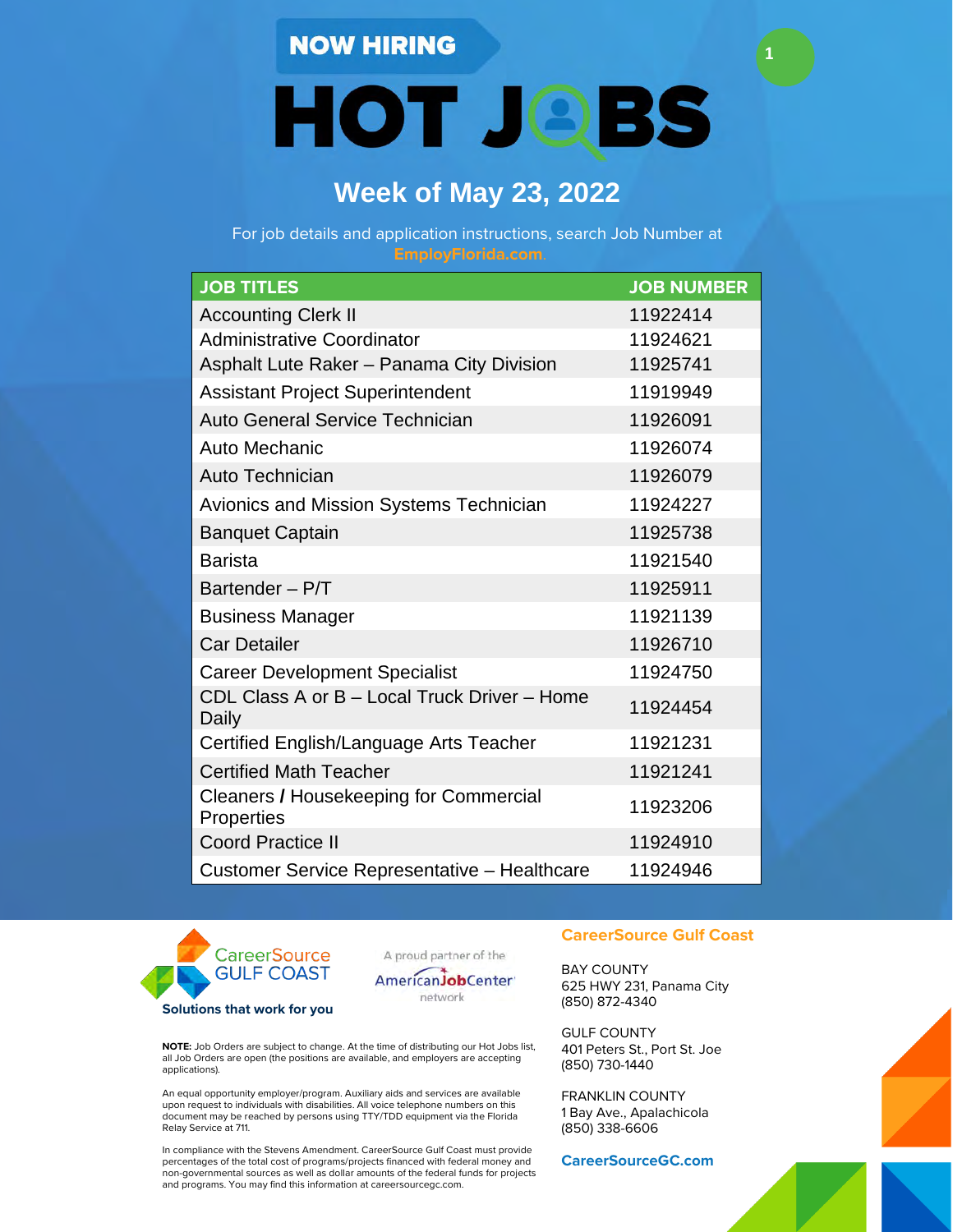NOW HIRING

# HOT JOBS

## Week of May 23, 2022

For job details and application instructions, search Job Number at **EmployFlorida.com**.

| JOB TITLES | JOB NUMBER |
|---|---|
| Accounting Clerk II | 11922414 |
| Administrative Coordinator | 11924621 |
| Asphalt Lute Raker – Panama City Division | 11925741 |
| Assistant Project Superintendent | 11919949 |
| Auto General Service Technician | 11926091 |
| Auto Mechanic | 11926074 |
| Auto Technician | 11926079 |
| Avionics and Mission Systems Technician | 11924227 |
| Banquet Captain | 11925738 |
| Barista | 11921540 |
| Bartender – P/T | 11925911 |
| Business Manager | 11921139 |
| Car Detailer | 11926710 |
| Career Development Specialist | 11924750 |
| CDL Class A or B – Local Truck Driver – Home Daily | 11924454 |
| Certified English/Language Arts Teacher | 11921231 |
| Certified Math Teacher | 11921241 |
| Cleaners / Housekeeping for Commercial Properties | 11923206 |
| Coord Practice II | 11924910 |
| Customer Service Representative – Healthcare | 11924946 |

CareerSource GULF COAST
**Solutions that work for you**

A proud partner of the AmericanJobCenter network

**NOTE:** Job Orders are subject to change. At the time of distributing our Hot Jobs list, all Job Orders are open (the positions are available, and employers are accepting applications).

An equal opportunity employer/program. Auxiliary aids and services are available upon request to individuals with disabilities. All voice telephone numbers on this document may be reached by persons using TTY/TDD equipment via the Florida Relay Service at 711.

In compliance with the Stevens Amendment. CareerSource Gulf Coast must provide percentages of the total cost of programs/projects financed with federal money and non-governmental sources as well as dollar amounts of the federal funds for projects and programs. You may find this information at careersourcegc.com.

**CareerSource Gulf Coast**

BAY COUNTY
625 HWY 231, Panama City
(850) 872-4340

GULF COUNTY
401 Peters St., Port St. Joe
(850) 730-1440

FRANKLIN COUNTY
1 Bay Ave., Apalachicola
(850) 338-6606

**CareerSourceGC.com**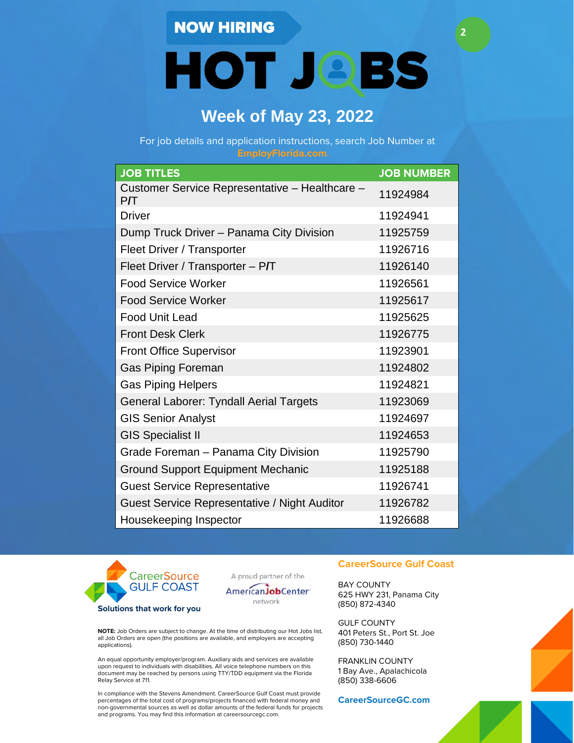NOW HIRING

# HOT JOBS

## Week of May 23, 2022

For job details and application instructions, search Job Number at EmployFlorida.com.

| JOB TITLES | JOB NUMBER |
|---|---|
| Customer Service Representative – Healthcare – P/T | 11924984 |
| Driver | 11924941 |
| Dump Truck Driver – Panama City Division | 11925759 |
| Fleet Driver / Transporter | 11926716 |
| Fleet Driver / Transporter – P/T | 11926140 |
| Food Service Worker | 11926561 |
| Food Service Worker | 11925617 |
| Food Unit Lead | 11925625 |
| Front Desk Clerk | 11926775 |
| Front Office Supervisor | 11923901 |
| Gas Piping Foreman | 11924802 |
| Gas Piping Helpers | 11924821 |
| General Laborer: Tyndall Aerial Targets | 11923069 |
| GIS Senior Analyst | 11924697 |
| GIS Specialist II | 11924653 |
| Grade Foreman – Panama City Division | 11925790 |
| Ground Support Equipment Mechanic | 11925188 |
| Guest Service Representative | 11926741 |
| Guest Service Representative / Night Auditor | 11926782 |
| Housekeeping Inspector | 11926688 |

CareerSource GULF COAST

**Solutions that work for you**

A proud partner of the AmericanJobCenter network

**NOTE:** Job Orders are subject to change. At the time of distributing our Hot Jobs list, all Job Orders are open (the positions are available, and employers are accepting applications).

An equal opportunity employer/program. Auxiliary aids and services are available upon request to individuals with disabilities. All voice telephone numbers on this document may be reached by persons using TTY/TDD equipment via the Florida Relay Service at 711.

In compliance with the Stevens Amendment. CareerSource Gulf Coast must provide percentages of the total cost of programs/projects financed with federal money and non-governmental sources as well as dollar amounts of the federal funds for projects and programs. You may find this information at careersourcegc.com.

**CareerSource Gulf Coast**

BAY COUNTY
625 HWY 231, Panama City
(850) 872-4340

GULF COUNTY
401 Peters St., Port St. Joe
(850) 730-1440

FRANKLIN COUNTY
1 Bay Ave., Apalachicola
(850) 338-6606

**CareerSourceGC.com**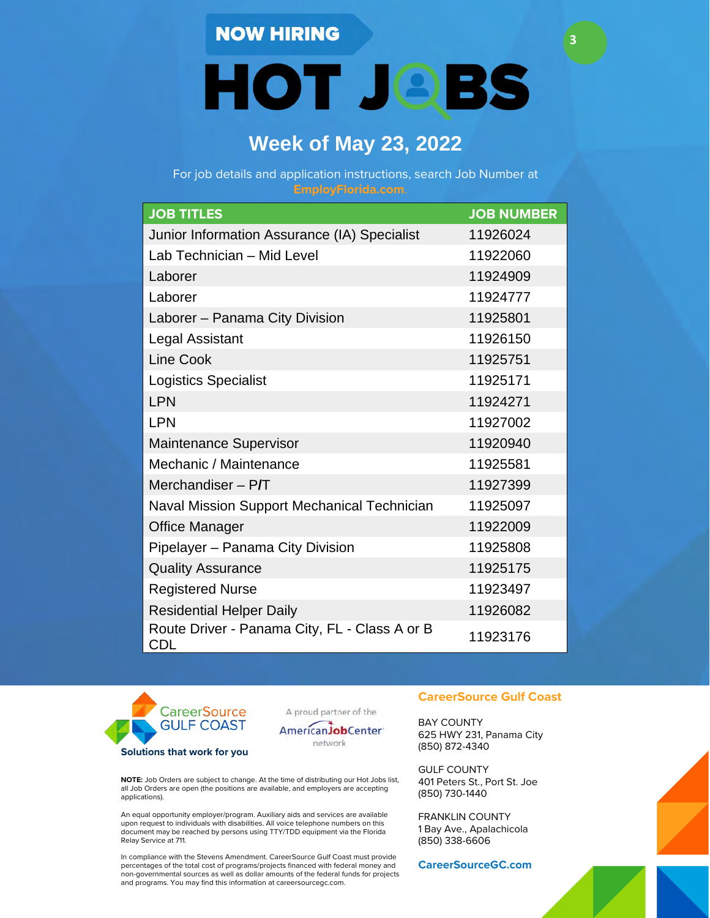NOW HIRING

# HOT JOBS

## Week of May 23, 2022

For job details and application instructions, search Job Number at **EmployFlorida.com**.

| JOB TITLES | JOB NUMBER |
|---|---|
| Junior Information Assurance (IA) Specialist | 11926024 |
| Lab Technician – Mid Level | 11922060 |
| Laborer | 11924909 |
| Laborer | 11924777 |
| Laborer – Panama City Division | 11925801 |
| Legal Assistant | 11926150 |
| Line Cook | 11925751 |
| Logistics Specialist | 11925171 |
| LPN | 11924271 |
| LPN | 11927002 |
| Maintenance Supervisor | 11920940 |
| Mechanic / Maintenance | 11925581 |
| Merchandiser – P/T | 11927399 |
| Naval Mission Support Mechanical Technician | 11925097 |
| Office Manager | 11922009 |
| Pipelayer – Panama City Division | 11925808 |
| Quality Assurance | 11925175 |
| Registered Nurse | 11923497 |
| Residential Helper Daily | 11926082 |
| Route Driver - Panama City, FL - Class A or B CDL | 11923176 |

CareerSource GULF COAST
**Solutions that work for you**

A proud partner of the AmericanJobCenter network

**NOTE:** Job Orders are subject to change. At the time of distributing our Hot Jobs list, all Job Orders are open (the positions are available, and employers are accepting applications).

An equal opportunity employer/program. Auxiliary aids and services are available upon request to individuals with disabilities. All voice telephone numbers on this document may be reached by persons using TTY/TDD equipment via the Florida Relay Service at 711.

In compliance with the Stevens Amendment. CareerSource Gulf Coast must provide percentages of the total cost of programs/projects financed with federal money and non-governmental sources as well as dollar amounts of the federal funds for projects and programs. You may find this information at careersourcegc.com.

**CareerSource Gulf Coast**

BAY COUNTY
625 HWY 231, Panama City
(850) 872-4340

GULF COUNTY
401 Peters St., Port St. Joe
(850) 730-1440

FRANKLIN COUNTY
1 Bay Ave., Apalachicola
(850) 338-6606

**CareerSourceGC.com**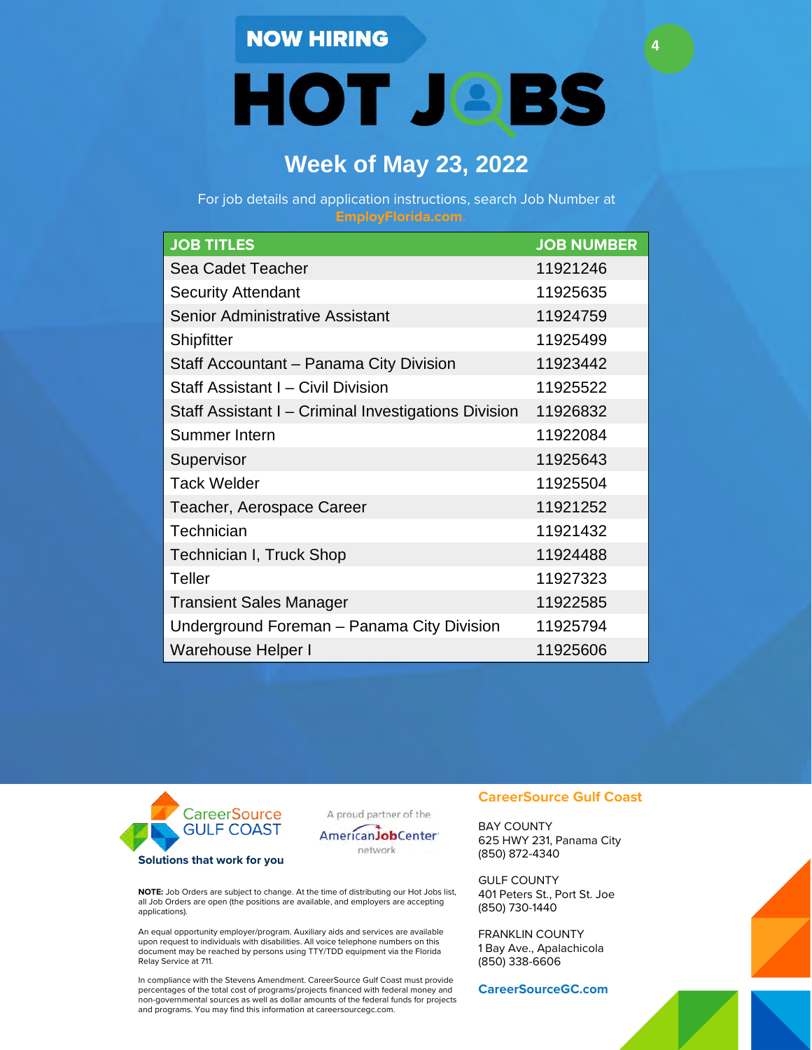NOW HIRING

# HOT JOBS

## Week of May 23, 2022

For job details and application instructions, search Job Number at EmployFlorida.com.

| JOB TITLES | JOB NUMBER |
|---|---|
| Sea Cadet Teacher | 11921246 |
| Security Attendant | 11925635 |
| Senior Administrative Assistant | 11924759 |
| Shipfitter | 11925499 |
| Staff Accountant – Panama City Division | 11923442 |
| Staff Assistant I – Civil Division | 11925522 |
| Staff Assistant I – Criminal Investigations Division | 11926832 |
| Summer Intern | 11922084 |
| Supervisor | 11925643 |
| Tack Welder | 11925504 |
| Teacher, Aerospace Career | 11921252 |
| Technician | 11921432 |
| Technician I, Truck Shop | 11924488 |
| Teller | 11927323 |
| Transient Sales Manager | 11922585 |
| Underground Foreman – Panama City Division | 11925794 |
| Warehouse Helper I | 11925606 |

CareerSource GULF COAST

**Solutions that work for you**

A proud partner of the AmericanJobCenter network

**NOTE:** Job Orders are subject to change. At the time of distributing our Hot Jobs list, all Job Orders are open (the positions are available, and employers are accepting applications).

An equal opportunity employer/program. Auxiliary aids and services are available upon request to individuals with disabilities. All voice telephone numbers on this document may be reached by persons using TTY/TDD equipment via the Florida Relay Service at 711.

In compliance with the Stevens Amendment. CareerSource Gulf Coast must provide percentages of the total cost of programs/projects financed with federal money and non-governmental sources as well as dollar amounts of the federal funds for projects and programs. You may find this information at careersourcegc.com.

**CareerSource Gulf Coast**

BAY COUNTY
625 HWY 231, Panama City
(850) 872-4340

GULF COUNTY
401 Peters St., Port St. Joe
(850) 730-1440

FRANKLIN COUNTY
1 Bay Ave., Apalachicola
(850) 338-6606

**CareerSourceGC.com**